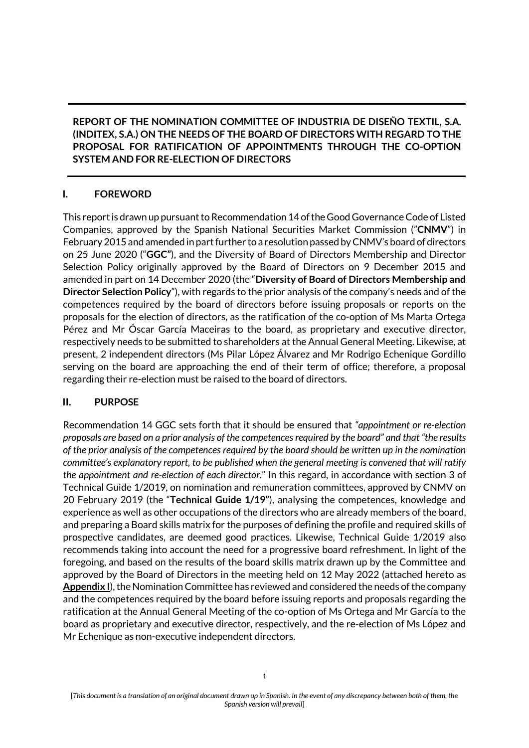**REPORT OF THE NOMINATION COMMITTEE OF INDUSTRIA DE DISEÑO TEXTIL, S.A. (INDITEX, S.A.) ON THE NEEDS OF THE BOARD OF DIRECTORS WITH REGARD TO THE PROPOSAL FOR RATIFICATION OF APPOINTMENTS THROUGH THE CO-OPTION SYSTEM AND FOR RE-ELECTION OF DIRECTORS**

## I. FOREWORD

This report is drawn up pursuant to Recommendation 14 of the Good Governance Code of Listed Companies, approved by the Spanish National Securities Market Commission ("**CNMV**") in February 2015 and amended in part further to a resolution passed by CNMV's board of directors on 25 June 2020 ("**GGC**"), and the Diversity of Board of Directors Membership and Director Selection Policy originally approved by the Board of Directors on 9 December 2015 and amended in part on 14 December 2020 (the "**Diversity of Board of Directors Membership and Director Selection Policy**"), with regards to the prior analysis of the company's needs and of the competences required by the board of directors before issuing proposals or reports on the proposals for the election of directors, as the ratification of the co-option of Ms Marta Ortega Pérez and Mr Óscar García Maceiras to the board, as proprietary and executive director, respectively needs to be submitted to shareholders at the Annual General Meeting. Likewise, at present, 2 independent directors (Ms Pilar López Álvarez and Mr Rodrigo Echenique Gordillo serving on the board are approaching the end of their term of office; therefore, a proposal regarding their re-election must be raised to the board of directors.

## II. PURPOSE

Recommendation 14 GGC sets forth that it should be ensured that *"appointment or re-election proposals are based on a prior analysis of the competences required by the board" and that "the results of the prior analysis of the competences required by the board should be written up in the nomination committee's explanatory report, to be published when the general meeting is convened that will ratify the appointment and re-election of each director.*" In this regard, in accordance with section 3 of Technical Guide 1/2019, on nomination and remuneration committees, approved by CNMV on 20 February 2019 (the "**Technical Guide 1/19"**), analysing the competences, knowledge and experience as well as other occupations of the directors who are already members of the board, and preparing a Board skills matrix for the purposes of defining the profile and required skills of prospective candidates, are deemed good practices. Likewise, Technical Guide 1/2019 also recommends taking into account the need for a progressive board refreshment. In light of the foregoing, and based on the results of the board skills matrix drawn up by the Committee and approved by the Board of Directors in the meeting held on 12 May 2022 (attached hereto as **Appendix I**), the Nomination Committee has reviewed and considered the needs of the company and the competences required by the board before issuing reports and proposals regarding the ratification at the Annual General Meeting of the co-option of Ms Ortega and Mr García to the board as proprietary and executive director, respectively, and the re-election of Ms López and Mr Echenique as non-executive independent directors.

[*This document is a translation of an original document drawn up in Spanish. In the event of any discrepancy between both of them, the Spanish version will prevail*]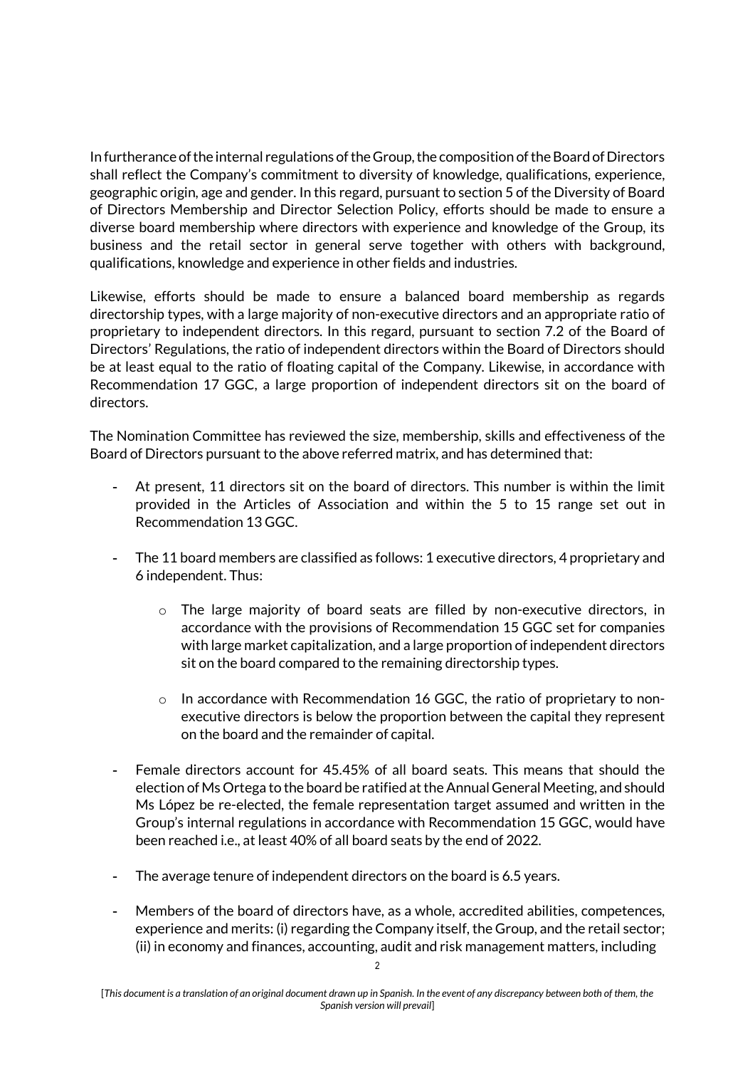In furtherance of the internal regulations of the Group, the composition of the Board of Directors shall reflect the Company's commitment to diversity of knowledge, qualifications, experience, geographic origin, age and gender. In this regard, pursuant to section 5 of the Diversity of Board of Directors Membership and Director Selection Policy, efforts should be made to ensure a diverse board membership where directors with experience and knowledge of the Group, its business and the retail sector in general serve together with others with background, qualifications, knowledge and experience in other fields and industries.

Likewise, efforts should be made to ensure a balanced board membership as regards directorship types, with a large majority of non-executive directors and an appropriate ratio of proprietary to independent directors. In this regard, pursuant to section 7.2 of the Board of Directors' Regulations, the ratio of independent directors within the Board of Directors should be at least equal to the ratio of floating capital of the Company. Likewise, in accordance with Recommendation 17 GGC, a large proportion of independent directors sit on the board of directors.

The Nomination Committee has reviewed the size, membership, skills and effectiveness of the Board of Directors pursuant to the above referred matrix, and has determined that:

- At present, 11 directors sit on the board of directors. This number is within the limit provided in the Articles of Association and within the 5 to 15 range set out in Recommendation 13 GGC.
- The 11 board members are classified as follows: 1 executive directors, 4 proprietary and 6 independent. Thus:
    - The large majority of board seats are filled by non-executive directors, in accordance with the provisions of Recommendation 15 GGC set for companies with large market capitalization, and a large proportion of independent directors sit on the board compared to the remaining directorship types.
    - In accordance with Recommendation 16 GGC, the ratio of proprietary to non-executive directors is below the proportion between the capital they represent on the board and the remainder of capital.
- Female directors account for 45.45% of all board seats. This means that should the election of Ms Ortega to the board be ratified at the Annual General Meeting, and should Ms López be re-elected, the female representation target assumed and written in the Group's internal regulations in accordance with Recommendation 15 GGC, would have been reached i.e., at least 40% of all board seats by the end of 2022.
- The average tenure of independent directors on the board is 6.5 years.
- Members of the board of directors have, as a whole, accredited abilities, competences, experience and merits: (i) regarding the Company itself, the Group, and the retail sector; (ii) in economy and finances, accounting, audit and risk management matters, including

[*This document is a translation of an original document drawn up in Spanish. In the event of any discrepancy between both of them, the Spanish version will prevail*]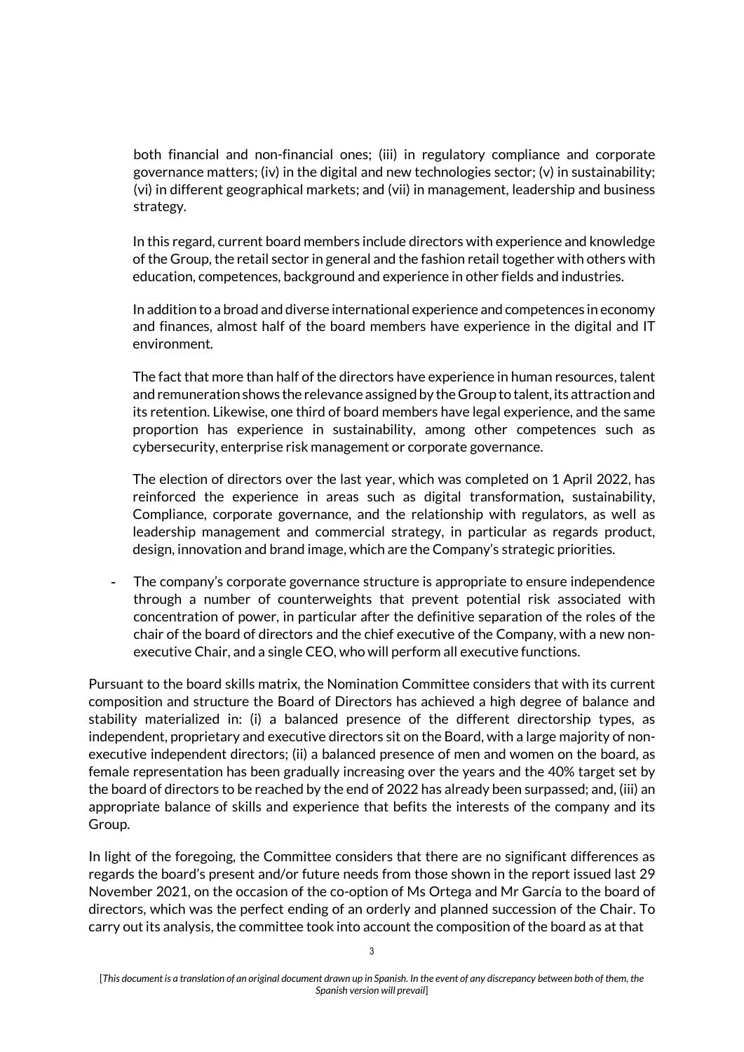both financial and non-financial ones; (iii) in regulatory compliance and corporate governance matters; (iv) in the digital and new technologies sector; (v) in sustainability; (vi) in different geographical markets; and (vii) in management, leadership and business strategy.

In this regard, current board members include directors with experience and knowledge of the Group, the retail sector in general and the fashion retail together with others with education, competences, background and experience in other fields and industries.

In addition to a broad and diverse international experience and competences in economy and finances, almost half of the board members have experience in the digital and IT environment.

The fact that more than half of the directors have experience in human resources, talent and remuneration shows the relevance assigned by the Group to talent, its attraction and its retention. Likewise, one third of board members have legal experience, and the same proportion has experience in sustainability, among other competences such as cybersecurity, enterprise risk management or corporate governance.

The election of directors over the last year, which was completed on 1 April 2022, has reinforced the experience in areas such as digital transformation, sustainability, Compliance, corporate governance, and the relationship with regulators, as well as leadership management and commercial strategy, in particular as regards product, design, innovation and brand image, which are the Company's strategic priorities.

- The company's corporate governance structure is appropriate to ensure independence through a number of counterweights that prevent potential risk associated with concentration of power, in particular after the definitive separation of the roles of the chair of the board of directors and the chief executive of the Company, with a new non-executive Chair, and a single CEO, who will perform all executive functions.

Pursuant to the board skills matrix, the Nomination Committee considers that with its current composition and structure the Board of Directors has achieved a high degree of balance and stability materialized in: (i) a balanced presence of the different directorship types, as independent, proprietary and executive directors sit on the Board, with a large majority of non-executive independent directors; (ii) a balanced presence of men and women on the board, as female representation has been gradually increasing over the years and the 40% target set by the board of directors to be reached by the end of 2022 has already been surpassed; and, (iii) an appropriate balance of skills and experience that befits the interests of the company and its Group.

In light of the foregoing, the Committee considers that there are no significant differences as regards the board's present and/or future needs from those shown in the report issued last 29 November 2021, on the occasion of the co-option of Ms Ortega and Mr García to the board of directors, which was the perfect ending of an orderly and planned succession of the Chair. To carry out its analysis, the committee took into account the composition of the board as at that

[*This document is a translation of an original document drawn up in Spanish. In the event of any discrepancy between both of them, the Spanish version will prevail*]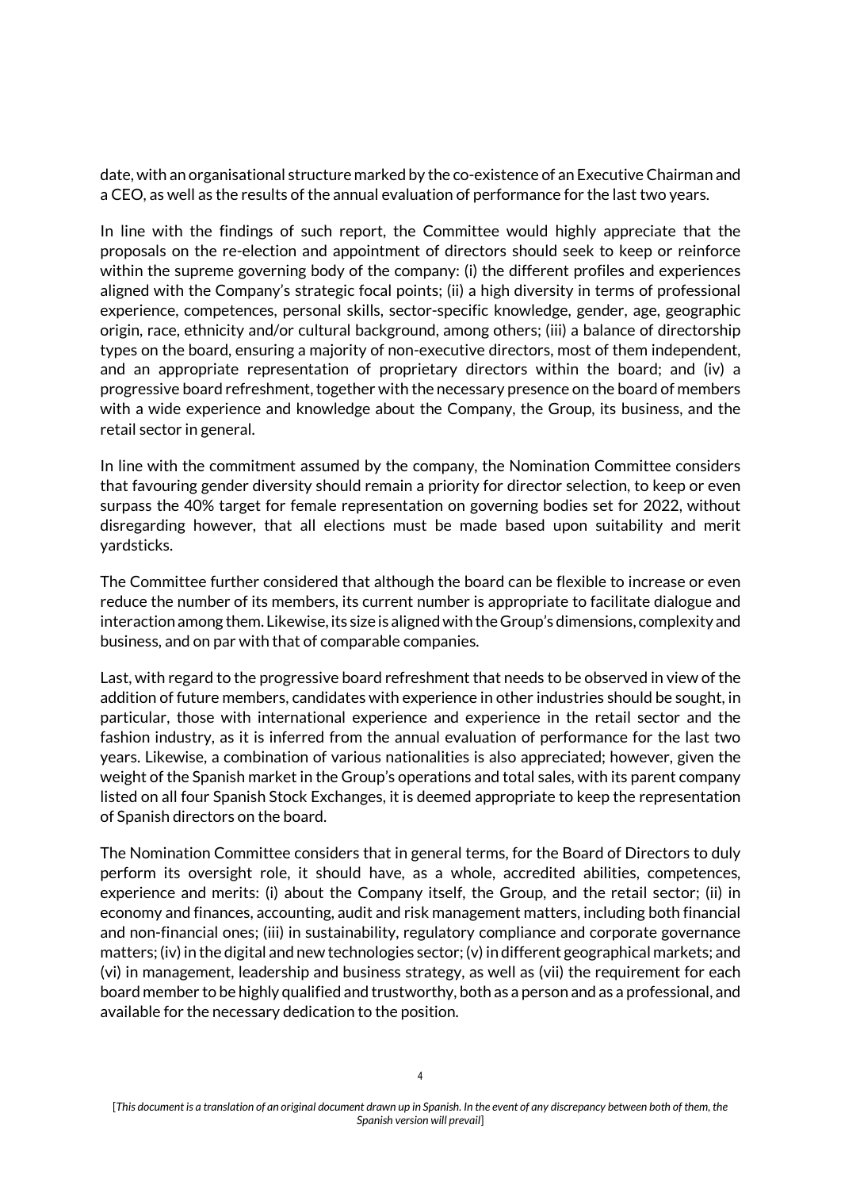date, with an organisational structure marked by the co-existence of an Executive Chairman and a CEO, as well as the results of the annual evaluation of performance for the last two years.

In line with the findings of such report, the Committee would highly appreciate that the proposals on the re-election and appointment of directors should seek to keep or reinforce within the supreme governing body of the company: (i) the different profiles and experiences aligned with the Company's strategic focal points; (ii) a high diversity in terms of professional experience, competences, personal skills, sector-specific knowledge, gender, age, geographic origin, race, ethnicity and/or cultural background, among others; (iii) a balance of directorship types on the board, ensuring a majority of non-executive directors, most of them independent, and an appropriate representation of proprietary directors within the board; and (iv) a progressive board refreshment, together with the necessary presence on the board of members with a wide experience and knowledge about the Company, the Group, its business, and the retail sector in general.

In line with the commitment assumed by the company, the Nomination Committee considers that favouring gender diversity should remain a priority for director selection, to keep or even surpass the 40% target for female representation on governing bodies set for 2022, without disregarding however, that all elections must be made based upon suitability and merit yardsticks.

The Committee further considered that although the board can be flexible to increase or even reduce the number of its members, its current number is appropriate to facilitate dialogue and interaction among them. Likewise, its size is aligned with the Group's dimensions, complexity and business, and on par with that of comparable companies.

Last, with regard to the progressive board refreshment that needs to be observed in view of the addition of future members, candidates with experience in other industries should be sought, in particular, those with international experience and experience in the retail sector and the fashion industry, as it is inferred from the annual evaluation of performance for the last two years. Likewise, a combination of various nationalities is also appreciated; however, given the weight of the Spanish market in the Group's operations and total sales, with its parent company listed on all four Spanish Stock Exchanges, it is deemed appropriate to keep the representation of Spanish directors on the board.

The Nomination Committee considers that in general terms, for the Board of Directors to duly perform its oversight role, it should have, as a whole, accredited abilities, competences, experience and merits: (i) about the Company itself, the Group, and the retail sector; (ii) in economy and finances, accounting, audit and risk management matters, including both financial and non-financial ones; (iii) in sustainability, regulatory compliance and corporate governance matters; (iv) in the digital and new technologies sector; (v) in different geographical markets; and (vi) in management, leadership and business strategy, as well as (vii) the requirement for each board member to be highly qualified and trustworthy, both as a person and as a professional, and available for the necessary dedication to the position.

[*This document is a translation of an original document drawn up in Spanish. In the event of any discrepancy between both of them, the Spanish version will prevail*]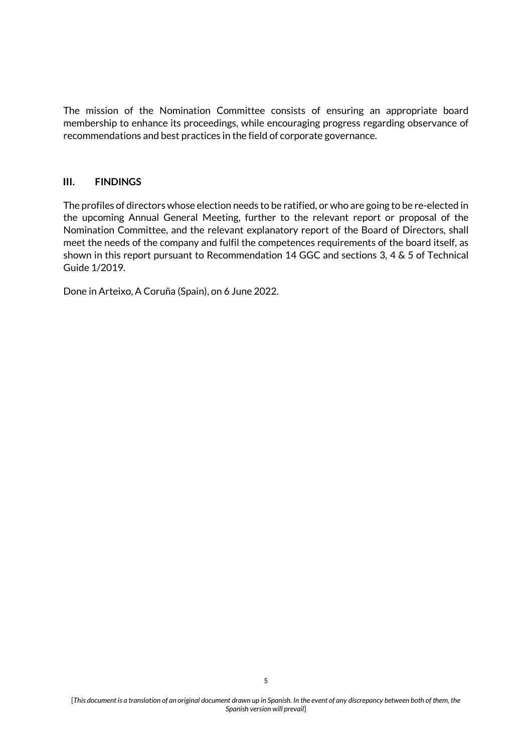The mission of the Nomination Committee consists of ensuring an appropriate board membership to enhance its proceedings, while encouraging progress regarding observance of recommendations and best practices in the field of corporate governance.

## III. FINDINGS

The profiles of directors whose election needs to be ratified, or who are going to be re-elected in the upcoming Annual General Meeting, further to the relevant report or proposal of the Nomination Committee, and the relevant explanatory report of the Board of Directors, shall meet the needs of the company and fulfil the competences requirements of the board itself, as shown in this report pursuant to Recommendation 14 GGC and sections 3, 4 & 5 of Technical Guide 1/2019.

Done in Arteixo, A Coruña (Spain), on 6 June 2022.

[*This document is a translation of an original document drawn up in Spanish. In the event of any discrepancy between both of them, the Spanish version will prevail*]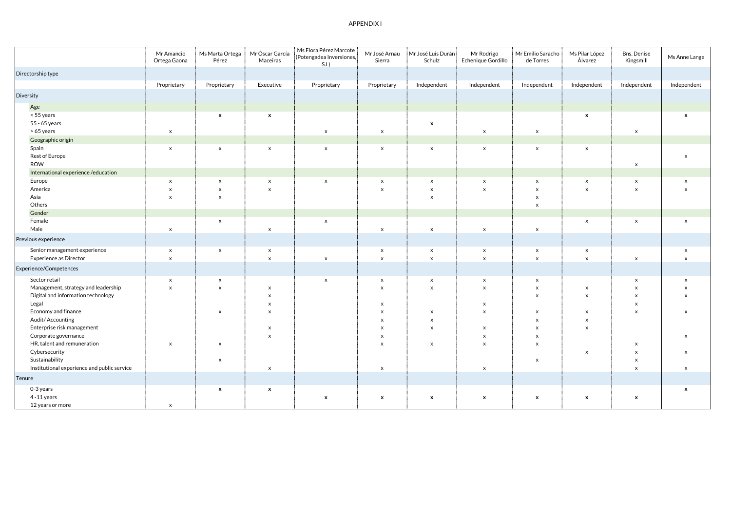APPENDIX I

| | Mr Amancio Ortega Gaona | Ms Marta Ortega Pérez | Mr Óscar García Maceiras | Ms Flora Pérez Marcote (Potengadea Inversiones, S.L) | Mr José Arnau Sierra | Mr José Luis Durán Schulz | Mr Rodrigo Echenique Gordillo | Mr Emilio Saracho de Torres | Ms Pilar López Álvarez | Bns. Denise Kingsmill | Ms Anne Lange |
|---|---|---|---|---|---|---|---|---|---|---|---|
| **Directorship type** | | | | | | | | | | | |
| | Proprietary | Proprietary | Executive | Proprietary | Proprietary | Independent | Independent | Independent | Independent | Independent | Independent |
| **Diversity** | | | | | | | | | | | |
| Age | | | | | | | | | | | |
| < 55 years | | x | x | | | | | | x | | x |
| 55 - 65 years | | | | | | x | | | | | |
| > 65 years | x | | | x | x | | x | x | | x | |
| Geographic origin | | | | | | | | | | | |
| Spain | x | x | x | x | x | x | x | x | x | | |
| Rest of Europe | | | | | | | | | | | x |
| ROW | | | | | | | | | | x | |
| International experience /education | | | | | | | | | | | |
| Europe | x | x | x | x | x | x | x | x | x | x | x |
| America | x | x | x | | x | x | x | x | x | x | x |
| Asia | x | x | | | | x | | x | | | |
| Others | | | | | | | | x | | | |
| Gender | | | | | | | | | | | |
| Female | | x | | x | | | | | x | x | x |
| Male | x | | x | | x | x | x | x | | | |
| **Previous experience** | | | | | | | | | | | |
| Senior management experience | x | x | x | | x | x | x | x | x | | x |
| Experience as Director | x | | x | x | x | x | x | x | x | x | x |
| **Experience/Competences** | | | | | | | | | | | |
| Sector retail | x | x | | x | x | x | x | x | | x | x |
| Management, strategy and leadership | x | x | x | | x | x | x | x | x | x | x |
| Digital and information technology | | | x | | | | | x | x | x | x |
| Legal | | | x | | x | | x | | | x | |
| Economy and finance | | x | x | | x | x | x | x | x | x | x |
| Audit/ Accounting | | | | | x | x | | x | x | | |
| Enterprise risk management | | | x | | x | x | x | x | x | | |
| Corporate governance | | | x | | x | | x | x | | | x |
| HR, talent and remuneration | x | x | | | x | x | x | x | | x | |
| Cybersecurity | | | | | | | | | x | x | x |
| Sustainability | | x | | | | | | x | | x | |
| Institutional experience and public service | | | x | | x | | x | | | x | x |
| **Tenure** | | | | | | | | | | | |
| 0-3 years | | x | x | | | | | | | | x |
| 4 -11 years | | | | x | x | x | x | x | x | x | |
| 12 years or more | x | | | | | | | | | | |